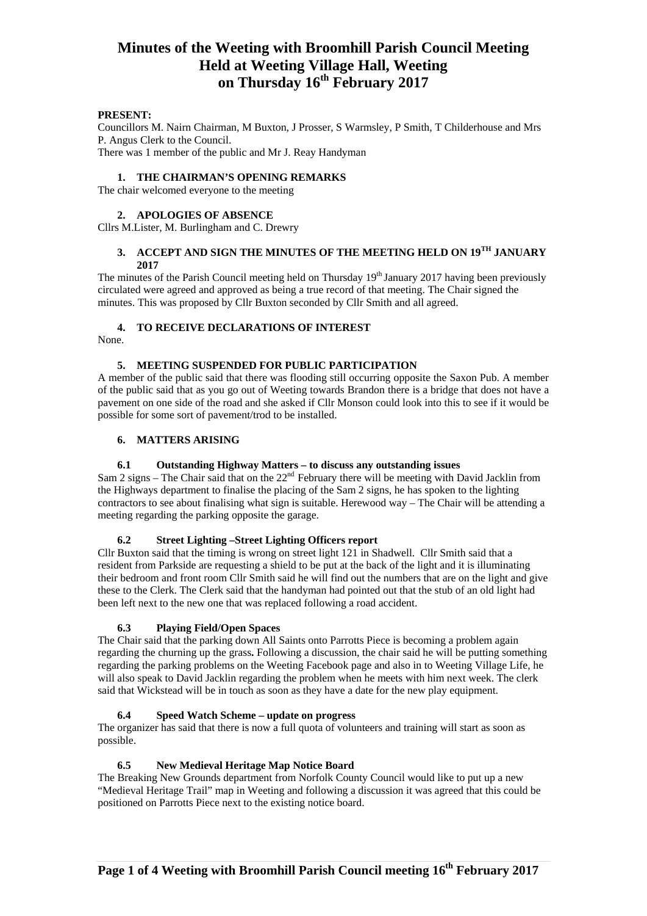# Minutes of the Weeting with Broomhill Parish Council Meeting Held at Weeting Village Hall, Weeting on Thursday 16th February 2017

**PRESENT:**

Councillors M. Nairn Chairman, M Buxton, J Prosser, S Warmsley, P Smith, T Childerhouse and Mrs P. Angus Clerk to the Council.

There was 1 member of the public and Mr J. Reay Handyman

### 1. THE CHAIRMAN'S OPENING REMARKS

The chair welcomed everyone to the meeting

### 2. APOLOGIES OF ABSENCE

Cllrs M.Lister, M. Burlingham and C. Drewry

### 3. ACCEPT AND SIGN THE MINUTES OF THE MEETING HELD ON 19TH JANUARY 2017

The minutes of the Parish Council meeting held on Thursday 19th January 2017 having been previously circulated were agreed and approved as being a true record of that meeting. The Chair signed the minutes. This was proposed by Cllr Buxton seconded by Cllr Smith and all agreed.

### 4. TO RECEIVE DECLARATIONS OF INTEREST

None.

### 5. MEETING SUSPENDED FOR PUBLIC PARTICIPATION

A member of the public said that there was flooding still occurring opposite the Saxon Pub. A member of the public said that as you go out of Weeting towards Brandon there is a bridge that does not have a pavement on one side of the road and she asked if Cllr Monson could look into this to see if it would be possible for some sort of pavement/trod to be installed.

### 6. MATTERS ARISING

#### 6.1 Outstanding Highway Matters – to discuss any outstanding issues

Sam 2 signs – The Chair said that on the 22nd February there will be meeting with David Jacklin from the Highways department to finalise the placing of the Sam 2 signs, he has spoken to the lighting contractors to see about finalising what sign is suitable. Herewood way – The Chair will be attending a meeting regarding the parking opposite the garage.

#### 6.2 Street Lighting –Street Lighting Officers report

Cllr Buxton said that the timing is wrong on street light 121 in Shadwell. Cllr Smith said that a resident from Parkside are requesting a shield to be put at the back of the light and it is illuminating their bedroom and front room Cllr Smith said he will find out the numbers that are on the light and give these to the Clerk. The Clerk said that the handyman had pointed out that the stub of an old light had been left next to the new one that was replaced following a road accident.

#### 6.3 Playing Field/Open Spaces

The Chair said that the parking down All Saints onto Parrotts Piece is becoming a problem again regarding the churning up the grass**.** Following a discussion, the chair said he will be putting something regarding the parking problems on the Weeting Facebook page and also in to Weeting Village Life, he will also speak to David Jacklin regarding the problem when he meets with him next week. The clerk said that Wickstead will be in touch as soon as they have a date for the new play equipment.

#### 6.4 Speed Watch Scheme – update on progress

The organizer has said that there is now a full quota of volunteers and training will start as soon as possible.

#### 6.5 New Medieval Heritage Map Notice Board

The Breaking New Grounds department from Norfolk County Council would like to put up a new "Medieval Heritage Trail" map in Weeting and following a discussion it was agreed that this could be positioned on Parrotts Piece next to the existing notice board.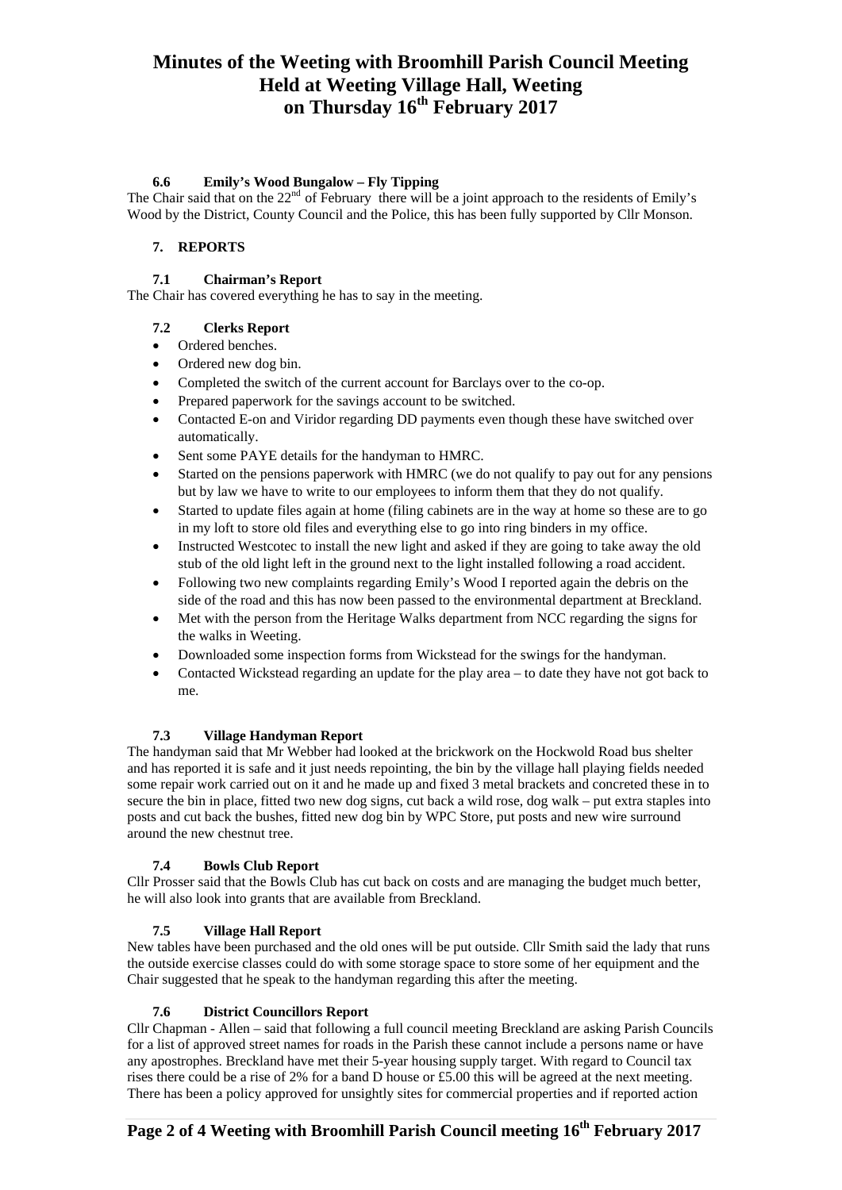# Minutes of the Weeting with Broomhill Parish Council Meeting Held at Weeting Village Hall, Weeting on Thursday 16th February 2017

### 6.6 Emily's Wood Bungalow – Fly Tipping

The Chair said that on the 22nd of February there will be a joint approach to the residents of Emily's Wood by the District, County Council and the Police, this has been fully supported by Cllr Monson.

## 7. REPORTS

### 7.1 Chairman's Report

The Chair has covered everything he has to say in the meeting.

### 7.2 Clerks Report

- Ordered benches.
- Ordered new dog bin.
- Completed the switch of the current account for Barclays over to the co-op.
- Prepared paperwork for the savings account to be switched.
- Contacted E-on and Viridor regarding DD payments even though these have switched over automatically.
- Sent some PAYE details for the handyman to HMRC.
- Started on the pensions paperwork with HMRC (we do not qualify to pay out for any pensions but by law we have to write to our employees to inform them that they do not qualify.
- Started to update files again at home (filing cabinets are in the way at home so these are to go in my loft to store old files and everything else to go into ring binders in my office.
- Instructed Westcotec to install the new light and asked if they are going to take away the old stub of the old light left in the ground next to the light installed following a road accident.
- Following two new complaints regarding Emily's Wood I reported again the debris on the side of the road and this has now been passed to the environmental department at Breckland.
- Met with the person from the Heritage Walks department from NCC regarding the signs for the walks in Weeting.
- Downloaded some inspection forms from Wickstead for the swings for the handyman.
- Contacted Wickstead regarding an update for the play area – to date they have not got back to me.

### 7.3 Village Handyman Report

The handyman said that Mr Webber had looked at the brickwork on the Hockwold Road bus shelter and has reported it is safe and it just needs repointing, the bin by the village hall playing fields needed some repair work carried out on it and he made up and fixed 3 metal brackets and concreted these in to secure the bin in place, fitted two new dog signs, cut back a wild rose, dog walk – put extra staples into posts and cut back the bushes, fitted new dog bin by WPC Store, put posts and new wire surround around the new chestnut tree.

### 7.4 Bowls Club Report

Cllr Prosser said that the Bowls Club has cut back on costs and are managing the budget much better, he will also look into grants that are available from Breckland.

### 7.5 Village Hall Report

New tables have been purchased and the old ones will be put outside. Cllr Smith said the lady that runs the outside exercise classes could do with some storage space to store some of her equipment and the Chair suggested that he speak to the handyman regarding this after the meeting.

### 7.6 District Councillors Report

Cllr Chapman - Allen – said that following a full council meeting Breckland are asking Parish Councils for a list of approved street names for roads in the Parish these cannot include a persons name or have any apostrophes. Breckland have met their 5-year housing supply target. With regard to Council tax rises there could be a rise of 2% for a band D house or £5.00 this will be agreed at the next meeting. There has been a policy approved for unsightly sites for commercial properties and if reported action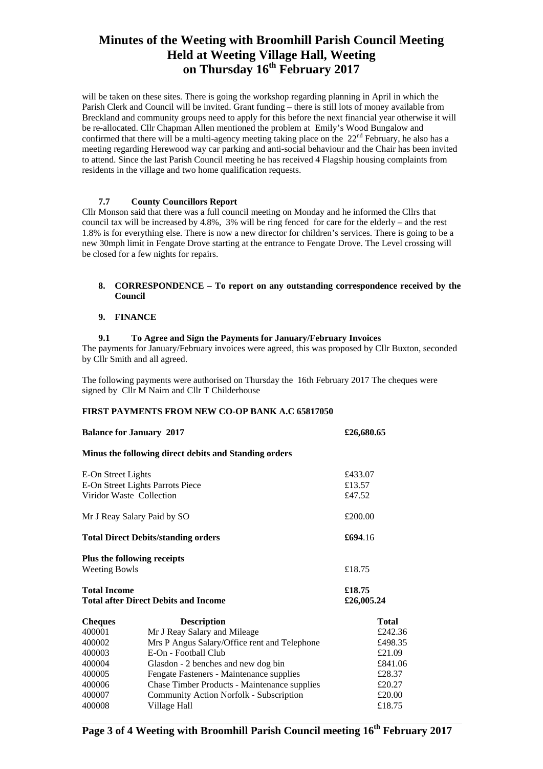will be taken on these sites. There is going the workshop regarding planning in April in which the Parish Clerk and Council will be invited. Grant funding – there is still lots of money available from Breckland and community groups need to apply for this before the next financial year otherwise it will be re-allocated. Cllr Chapman Allen mentioned the problem at Emily's Wood Bungalow and confirmed that there will be a multi-agency meeting taking place on the 22nd February, he also has a meeting regarding Herewood way car parking and anti-social behaviour and the Chair has been invited to attend. Since the last Parish Council meeting he has received 4 Flagship housing complaints from residents in the village and two home qualification requests.

### 7.7 County Councillors Report

Cllr Monson said that there was a full council meeting on Monday and he informed the Cllrs that council tax will be increased by 4.8%, 3% will be ring fenced for care for the elderly – and the rest 1.8% is for everything else. There is now a new director for children's services. There is going to be a new 30mph limit in Fengate Drove starting at the entrance to Fengate Drove. The Level crossing will be closed for a few nights for repairs.

## 8. CORRESPONDENCE – To report on any outstanding correspondence received by the Council

## 9. FINANCE

### 9.1 To Agree and Sign the Payments for January/February Invoices

The payments for January/February invoices were agreed, this was proposed by Cllr Buxton, seconded by Cllr Smith and all agreed.

The following payments were authorised on Thursday the 16th February 2017 The cheques were signed by Cllr M Nairn and Cllr T Childerhouse

**FIRST PAYMENTS FROM NEW CO-OP BANK A.C 65817050**

| | |
|---|---|
| **Balance for January 2017** | **£26,680.65** |
| **Minus the following direct debits and Standing orders** | |
| E-On Street Lights | £433.07 |
| E-On Street Lights Parrots Piece | £13.57 |
| Viridor Waste Collection | £47.52 |
| Mr J Reay Salary Paid by SO | £200.00 |
| **Total Direct Debits/standing orders** | **£694**.16 |
| **Plus the following receipts** | |
| Weeting Bowls | £18.75 |
| **Total Income** | **£18.75** |
| **Total after Direct Debits and Income** | **£26,005.24** |

| Cheques | Description | Total |
|---|---|---|
| 400001 | Mr J Reay Salary and Mileage | £242.36 |
| 400002 | Mrs P Angus Salary/Office rent and Telephone | £498.35 |
| 400003 | E-On - Football Club | £21.09 |
| 400004 | Glasdon - 2 benches and new dog bin | £841.06 |
| 400005 | Fengate Fasteners - Maintenance supplies | £28.37 |
| 400006 | Chase Timber Products - Maintenance supplies | £20.27 |
| 400007 | Community Action Norfolk - Subscription | £20.00 |
| 400008 | Village Hall | £18.75 |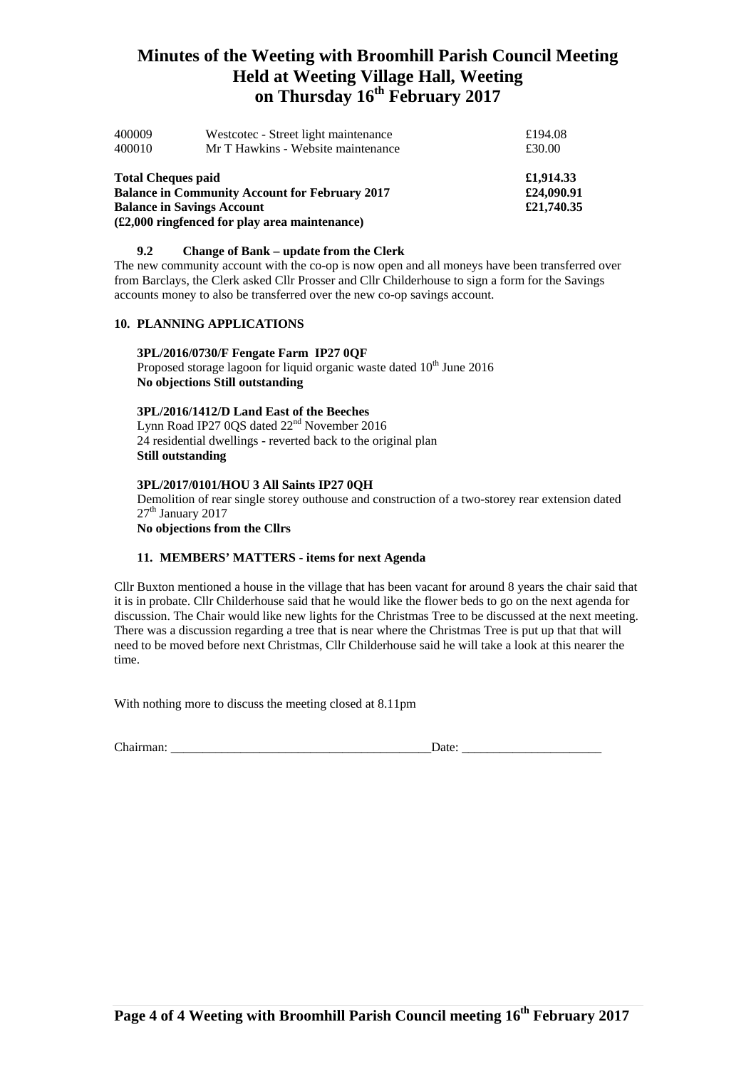# Minutes of the Weeting with Broomhill Parish Council Meeting Held at Weeting Village Hall, Weeting on Thursday 16th February 2017

| | | |
|---|---|---|
| 400009 | Westcotec - Street light maintenance | £194.08 |
| 400010 | Mr T Hawkins - Website maintenance | £30.00 |

| | |
|---|---|
| **Total Cheques paid** | **£1,914.33** |
| **Balance in Community Account for February 2017** | **£24,090.91** |
| **Balance in Savings Account** | **£21,740.35** |
| **(£2,000 ringfenced for play area maintenance)** | |

### 9.2 Change of Bank – update from the Clerk

The new community account with the co-op is now open and all moneys have been transferred over from Barclays, the Clerk asked Cllr Prosser and Cllr Childerhouse to sign a form for the Savings accounts money to also be transferred over the new co-op savings account.

## 10. PLANNING APPLICATIONS

**3PL/2016/0730/F Fengate Farm IP27 0QF**
Proposed storage lagoon for liquid organic waste dated 10th June 2016
**No objections Still outstanding**

**3PL/2016/1412/D Land East of the Beeches**
Lynn Road IP27 0QS dated 22nd November 2016
24 residential dwellings - reverted back to the original plan
**Still outstanding**

**3PL/2017/0101/HOU 3 All Saints IP27 0QH**
Demolition of rear single storey outhouse and construction of a two-storey rear extension dated 27th January 2017
**No objections from the Cllrs**

## 11. MEMBERS' MATTERS - items for next Agenda

Cllr Buxton mentioned a house in the village that has been vacant for around 8 years the chair said that it is in probate. Cllr Childerhouse said that he would like the flower beds to go on the next agenda for discussion. The Chair would like new lights for the Christmas Tree to be discussed at the next meeting. There was a discussion regarding a tree that is near where the Christmas Tree is put up that that will need to be moved before next Christmas, Cllr Childerhouse said he will take a look at this nearer the time.

With nothing more to discuss the meeting closed at 8.11pm

Chairman: _________________________________________Date: ______________________